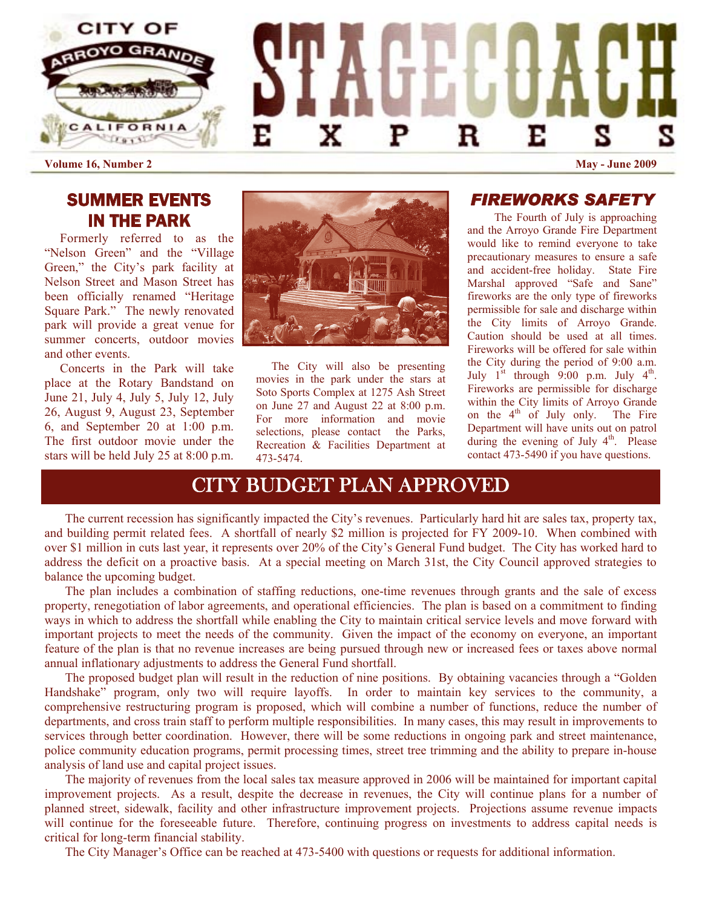# STAGECOACH EXPRESS

Volume 16, Number 2 — May - June 2009

## SUMMER EVENTS IN THE PARK

Formerly referred to as the "Nelson Green" and the "Village Green," the City's park facility at Nelson Street and Mason Street has been officially renamed "Heritage Square Park." The newly renovated park will provide a great venue for summer concerts, outdoor movies and other events.

Concerts in the Park will take place at the Rotary Bandstand on June 21, July 4, July 5, July 12, July 26, August 9, August 23, September 6, and September 20 at 1:00 p.m. The first outdoor movie under the stars will be held July 25 at 8:00 p.m.

The City will also be presenting movies in the park under the stars at Soto Sports Complex at 1275 Ash Street on June 27 and August 22 at 8:00 p.m. For more information and movie selections, please contact the Parks, Recreation & Facilities Department at 473-5474.

## FIREWORKS SAFETY

The Fourth of July is approaching and the Arroyo Grande Fire Department would like to remind everyone to take precautionary measures to ensure a safe and accident-free holiday. State Fire Marshal approved "Safe and Sane" fireworks are the only type of fireworks permissible for sale and discharge within the City limits of Arroyo Grande. Caution should be used at all times. Fireworks will be offered for sale within the City during the period of 9:00 a.m. July 1st through 9:00 p.m. July 4th. Fireworks are permissible for discharge within the City limits of Arroyo Grande on the 4th of July only. The Fire Department will have units out on patrol during the evening of July 4th. Please contact 473-5490 if you have questions.

## CITY BUDGET PLAN APPROVED

The current recession has significantly impacted the City's revenues. Particularly hard hit are sales tax, property tax, and building permit related fees. A shortfall of nearly $2 million is projected for FY 2009-10. When combined with over $1 million in cuts last year, it represents over 20% of the City's General Fund budget. The City has worked hard to address the deficit on a proactive basis. At a special meeting on March 31st, the City Council approved strategies to balance the upcoming budget.

The plan includes a combination of staffing reductions, one-time revenues through grants and the sale of excess property, renegotiation of labor agreements, and operational efficiencies. The plan is based on a commitment to finding ways in which to address the shortfall while enabling the City to maintain critical service levels and move forward with important projects to meet the needs of the community. Given the impact of the economy on everyone, an important feature of the plan is that no revenue increases are being pursued through new or increased fees or taxes above normal annual inflationary adjustments to address the General Fund shortfall.

The proposed budget plan will result in the reduction of nine positions. By obtaining vacancies through a "Golden Handshake" program, only two will require layoffs. In order to maintain key services to the community, a comprehensive restructuring program is proposed, which will combine a number of functions, reduce the number of departments, and cross train staff to perform multiple responsibilities. In many cases, this may result in improvements to services through better coordination. However, there will be some reductions in ongoing park and street maintenance, police community education programs, permit processing times, street tree trimming and the ability to prepare in-house analysis of land use and capital project issues.

The majority of revenues from the local sales tax measure approved in 2006 will be maintained for important capital improvement projects. As a result, despite the decrease in revenues, the City will continue plans for a number of planned street, sidewalk, facility and other infrastructure improvement projects. Projections assume revenue impacts will continue for the foreseeable future. Therefore, continuing progress on investments to address capital needs is critical for long-term financial stability.

The City Manager's Office can be reached at 473-5400 with questions or requests for additional information.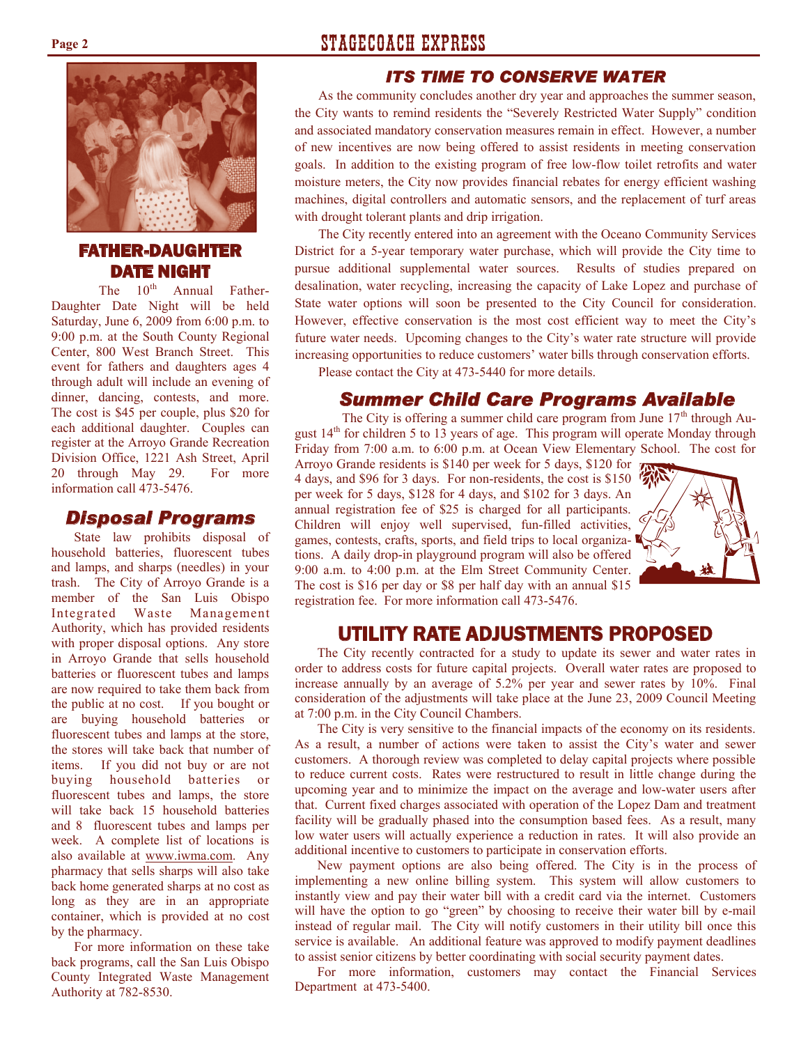## FATHER-DAUGHTER DATE NIGHT

The 10th Annual Father-Daughter Date Night will be held Saturday, June 6, 2009 from 6:00 p.m. to 9:00 p.m. at the South County Regional Center, 800 West Branch Street. This event for fathers and daughters ages 4 through adult will include an evening of dinner, dancing, contests, and more. The cost is $45 per couple, plus $20 for each additional daughter. Couples can register at the Arroyo Grande Recreation Division Office, 1221 Ash Street, April 20 through May 29. For more information call 473-5476.

## Disposal Programs

State law prohibits disposal of household batteries, fluorescent tubes and lamps, and sharps (needles) in your trash. The City of Arroyo Grande is a member of the San Luis Obispo Integrated Waste Management Authority, which has provided residents with proper disposal options. Any store in Arroyo Grande that sells household batteries or fluorescent tubes and lamps are now required to take them back from the public at no cost. If you bought or are buying household batteries or fluorescent tubes and lamps at the store, the stores will take back that number of items. If you did not buy or are not buying household batteries or fluorescent tubes and lamps, the store will take back 15 household batteries and 8 fluorescent tubes and lamps per week. A complete list of locations is also available at www.iwma.com. Any pharmacy that sells sharps will also take back home generated sharps at no cost as long as they are in an appropriate container, which is provided at no cost by the pharmacy.

For more information on these take back programs, call the San Luis Obispo County Integrated Waste Management Authority at 782-8530.

## ITS TIME TO CONSERVE WATER

As the community concludes another dry year and approaches the summer season, the City wants to remind residents the "Severely Restricted Water Supply" condition and associated mandatory conservation measures remain in effect. However, a number of new incentives are now being offered to assist residents in meeting conservation goals. In addition to the existing program of free low-flow toilet retrofits and water moisture meters, the City now provides financial rebates for energy efficient washing machines, digital controllers and automatic sensors, and the replacement of turf areas with drought tolerant plants and drip irrigation.

The City recently entered into an agreement with the Oceano Community Services District for a 5-year temporary water purchase, which will provide the City time to pursue additional supplemental water sources. Results of studies prepared on desalination, water recycling, increasing the capacity of Lake Lopez and purchase of State water options will soon be presented to the City Council for consideration. However, effective conservation is the most cost efficient way to meet the City's future water needs. Upcoming changes to the City's water rate structure will provide increasing opportunities to reduce customers' water bills through conservation efforts.

Please contact the City at 473-5440 for more details.

## Summer Child Care Programs Available

The City is offering a summer child care program from June 17th through August 14th for children 5 to 13 years of age. This program will operate Monday through Friday from 7:00 a.m. to 6:00 p.m. at Ocean View Elementary School. The cost for Arroyo Grande residents is $140 per week for 5 days, $120 for 4 days, and $96 for 3 days. For non-residents, the cost is $150 per week for 5 days, $128 for 4 days, and $102 for 3 days. An annual registration fee of $25 is charged for all participants. Children will enjoy well supervised, fun-filled activities, games, contests, crafts, sports, and field trips to local organizations. A daily drop-in playground program will also be offered 9:00 a.m. to 4:00 p.m. at the Elm Street Community Center. The cost is $16 per day or $8 per half day with an annual $15 registration fee. For more information call 473-5476.

## UTILITY RATE ADJUSTMENTS PROPOSED

The City recently contracted for a study to update its sewer and water rates in order to address costs for future capital projects. Overall water rates are proposed to increase annually by an average of 5.2% per year and sewer rates by 10%. Final consideration of the adjustments will take place at the June 23, 2009 Council Meeting at 7:00 p.m. in the City Council Chambers.

The City is very sensitive to the financial impacts of the economy on its residents. As a result, a number of actions were taken to assist the City's water and sewer customers. A thorough review was completed to delay capital projects where possible to reduce current costs. Rates were restructured to result in little change during the upcoming year and to minimize the impact on the average and low-water users after that. Current fixed charges associated with operation of the Lopez Dam and treatment facility will be gradually phased into the consumption based fees. As a result, many low water users will actually experience a reduction in rates. It will also provide an additional incentive to customers to participate in conservation efforts.

New payment options are also being offered. The City is in the process of implementing a new online billing system. This system will allow customers to instantly view and pay their water bill with a credit card via the internet. Customers will have the option to go "green" by choosing to receive their water bill by e-mail instead of regular mail. The City will notify customers in their utility bill once this service is available. An additional feature was approved to modify payment deadlines to assist senior citizens by better coordinating with social security payment dates.

For more information, customers may contact the Financial Services Department at 473-5400.